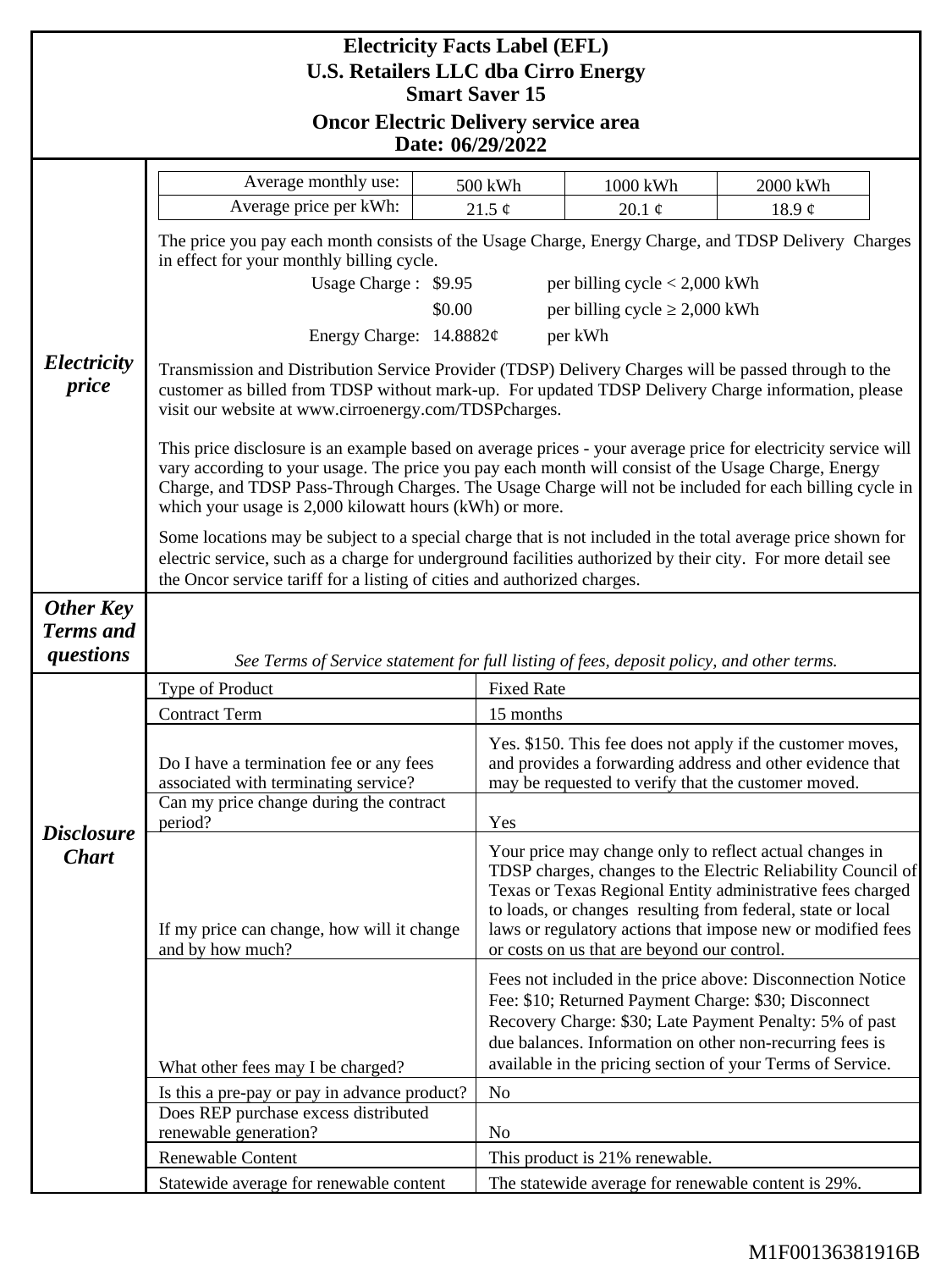# Electricity Facts Label (EFL)
## U.S. Retailers LLC dba Cirro Energy
## Smart Saver 15
## Oncor Electric Delivery service area
## Date: 06/29/2022

### *Electricity price*

| Average monthly use: | 500 kWh | 1000 kWh | 2000 kWh |
|---|---|---|---|
| Average price per kWh: | 21.5 ¢ | 20.1 ¢ | 18.9 ¢ |

The price you pay each month consists of the Usage Charge, Energy Charge, and TDSP Delivery Charges in effect for your monthly billing cycle.

| | | |
|---|---|---|
| Usage Charge : | $9.95 | per billing cycle < 2,000 kWh |
| | $0.00 | per billing cycle ≥ 2,000 kWh |
| Energy Charge: | 14.8882¢ | per kWh |

Transmission and Distribution Service Provider (TDSP) Delivery Charges will be passed through to the customer as billed from TDSP without mark-up. For updated TDSP Delivery Charge information, please visit our website at www.cirroenergy.com/TDSPcharges.

This price disclosure is an example based on average prices - your average price for electricity service will vary according to your usage. The price you pay each month will consist of the Usage Charge, Energy Charge, and TDSP Pass-Through Charges. The Usage Charge will not be included for each billing cycle in which your usage is 2,000 kilowatt hours (kWh) or more.

Some locations may be subject to a special charge that is not included in the total average price shown for electric service, such as a charge for underground facilities authorized by their city. For more detail see the Oncor service tariff for a listing of cities and authorized charges.

### *Other Key Terms and questions*

*See Terms of Service statement for full listing of fees, deposit policy, and other terms.*

### *Disclosure Chart*

| | |
|---|---|
| Type of Product | Fixed Rate |
| Contract Term | 15 months |
| Do I have a termination fee or any fees associated with terminating service? | Yes. $150. This fee does not apply if the customer moves, and provides a forwarding address and other evidence that may be requested to verify that the customer moved. |
| Can my price change during the contract period? | Yes |
| If my price can change, how will it change and by how much? | Your price may change only to reflect actual changes in TDSP charges, changes to the Electric Reliability Council of Texas or Texas Regional Entity administrative fees charged to loads, or changes resulting from federal, state or local laws or regulatory actions that impose new or modified fees or costs on us that are beyond our control. |
| What other fees may I be charged? | Fees not included in the price above: Disconnection Notice Fee: $10; Returned Payment Charge: $30; Disconnect Recovery Charge: $30; Late Payment Penalty: 5% of past due balances. Information on other non-recurring fees is available in the pricing section of your Terms of Service. |
| Is this a pre-pay or pay in advance product? | No |
| Does REP purchase excess distributed renewable generation? | No |
| Renewable Content | This product is 21% renewable. |
| Statewide average for renewable content | The statewide average for renewable content is 29%. |

M1F00136381916B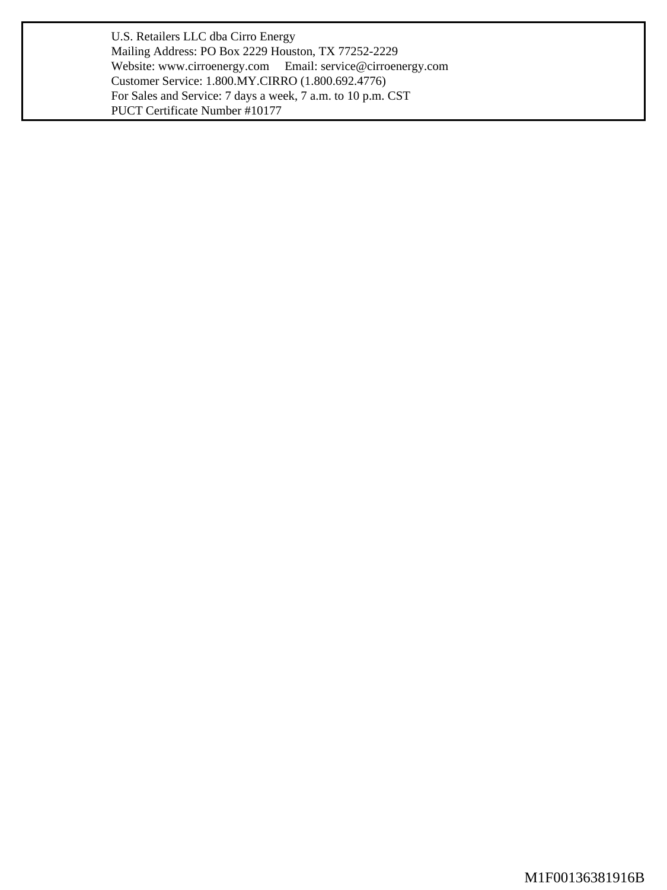U.S. Retailers LLC dba Cirro Energy
Mailing Address: PO Box 2229 Houston, TX 77252-2229
Website: www.cirroenergy.com     Email: service@cirroenergy.com
Customer Service: 1.800.MY.CIRRO (1.800.692.4776)
For Sales and Service: 7 days a week, 7 a.m. to 10 p.m. CST
PUCT Certificate Number #10177

M1F00136381916B